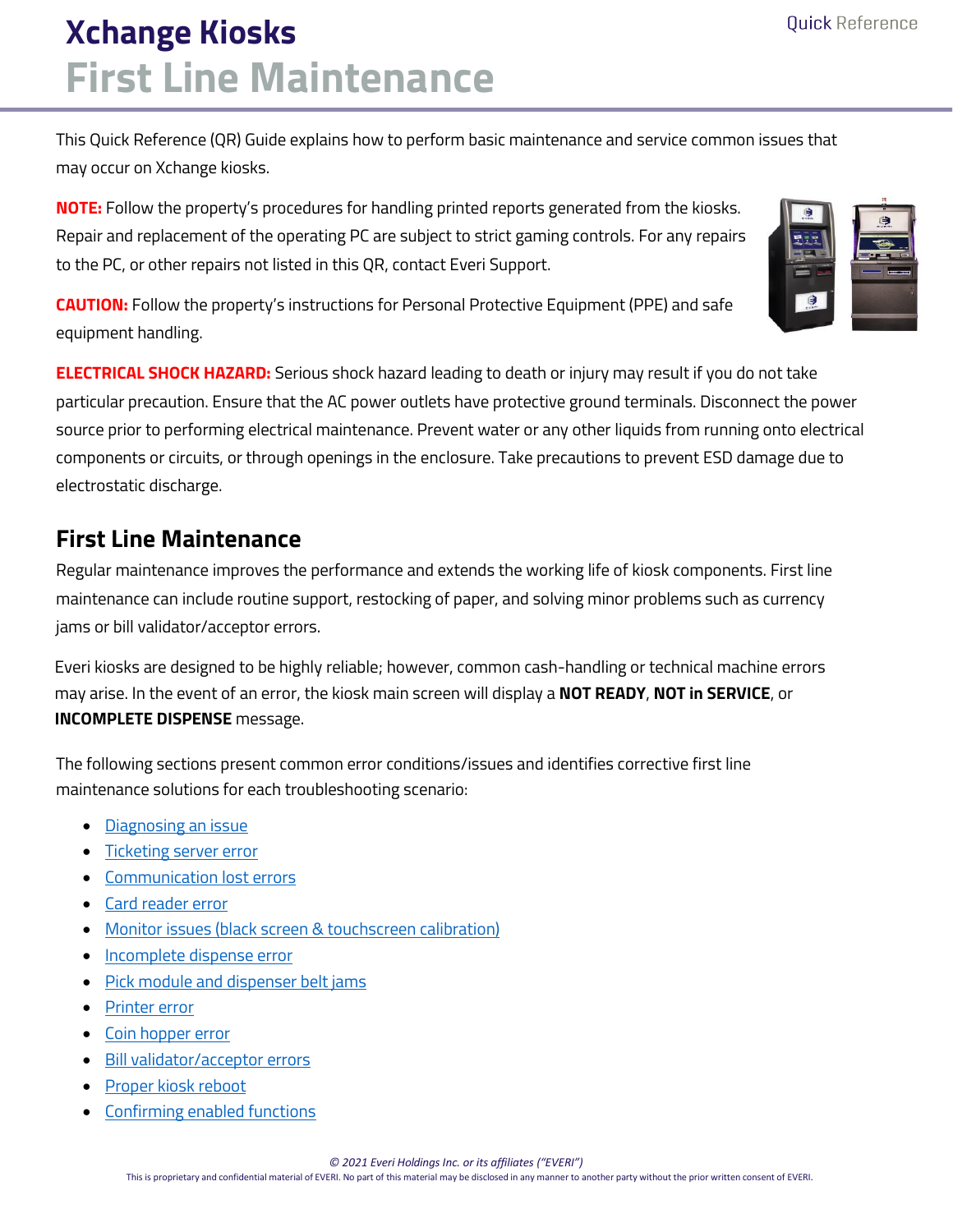# Xchange Kiosks
# First Line Maintenance

This Quick Reference (QR) Guide explains how to perform basic maintenance and service common issues that may occur on Xchange kiosks.

**NOTE:** Follow the property's procedures for handling printed reports generated from the kiosks. Repair and replacement of the operating PC are subject to strict gaming controls. For any repairs to the PC, or other repairs not listed in this QR, contact Everi Support.

**CAUTION:** Follow the property's instructions for Personal Protective Equipment (PPE) and safe equipment handling.

**ELECTRICAL SHOCK HAZARD:** Serious shock hazard leading to death or injury may result if you do not take particular precaution. Ensure that the AC power outlets have protective ground terminals. Disconnect the power source prior to performing electrical maintenance. Prevent water or any other liquids from running onto electrical components or circuits, or through openings in the enclosure. Take precautions to prevent ESD damage due to electrostatic discharge.

## First Line Maintenance

Regular maintenance improves the performance and extends the working life of kiosk components. First line maintenance can include routine support, restocking of paper, and solving minor problems such as currency jams or bill validator/acceptor errors.

Everi kiosks are designed to be highly reliable; however, common cash-handling or technical machine errors may arise. In the event of an error, the kiosk main screen will display a **NOT READY**, **NOT in SERVICE**, or **INCOMPLETE DISPENSE** message.

The following sections present common error conditions/issues and identifies corrective first line maintenance solutions for each troubleshooting scenario:

- Diagnosing an issue
- Ticketing server error
- Communication lost errors
- Card reader error
- Monitor issues (black screen & touchscreen calibration)
- Incomplete dispense error
- Pick module and dispenser belt jams
- Printer error
- Coin hopper error
- Bill validator/acceptor errors
- Proper kiosk reboot
- Confirming enabled functions

*© 2021 Everi Holdings Inc. or its affiliates ("EVERI")*

This is proprietary and confidential material of EVERI. No part of this material may be disclosed in any manner to another party without the prior written consent of EVERI.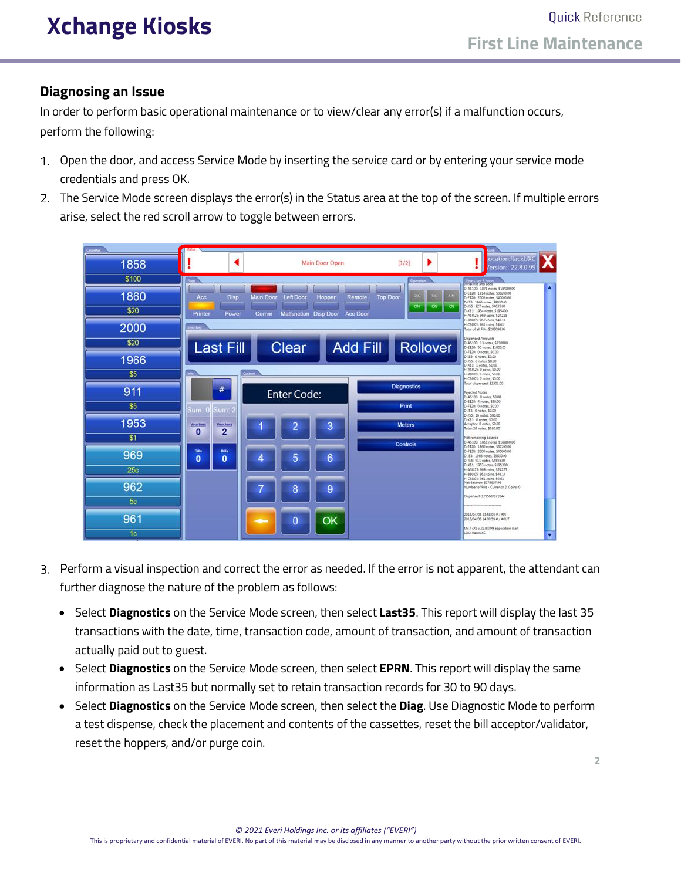## Diagnosing an Issue

In order to perform basic operational maintenance or to view/clear any error(s) if a malfunction occurs, perform the following:

1. Open the door, and access Service Mode by inserting the service card or by entering your service mode credentials and press OK.
2. The Service Mode screen displays the error(s) in the Status area at the top of the screen. If multiple errors arise, select the red scroll arrow to toggle between errors.

3. Perform a visual inspection and correct the error as needed. If the error is not apparent, the attendant can further diagnose the nature of the problem as follows:
   - Select **Diagnostics** on the Service Mode screen, then select **Last35**. This report will display the last 35 transactions with the date, time, transaction code, amount of transaction, and amount of transaction actually paid out to guest.
   - Select **Diagnostics** on the Service Mode screen, then select **EPRN**. This report will display the same information as Last35 but normally set to retain transaction records for 30 to 90 days.
   - Select **Diagnostics** on the Service Mode screen, then select the **Diag**. Use Diagnostic Mode to perform a test dispense, check the placement and contents of the cassettes, reset the bill acceptor/validator, reset the hoppers, and/or purge coin.

*© 2021 Everi Holdings Inc. or its affiliates ("EVERI")*

This is proprietary and confidential material of EVERI. No part of this material may be disclosed in any manner to another party without the prior written consent of EVERI.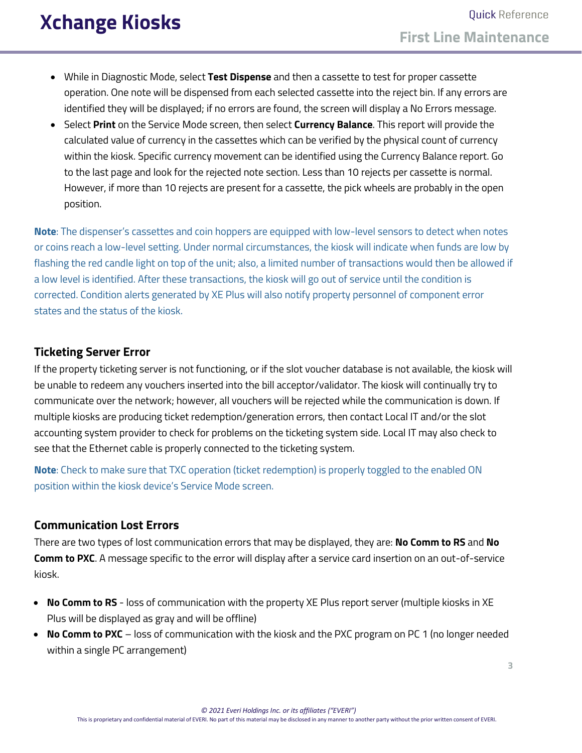- While in Diagnostic Mode, select **Test Dispense** and then a cassette to test for proper cassette operation. One note will be dispensed from each selected cassette into the reject bin. If any errors are identified they will be displayed; if no errors are found, the screen will display a No Errors message.
- Select **Print** on the Service Mode screen, then select **Currency Balance**. This report will provide the calculated value of currency in the cassettes which can be verified by the physical count of currency within the kiosk. Specific currency movement can be identified using the Currency Balance report. Go to the last page and look for the rejected note section. Less than 10 rejects per cassette is normal. However, if more than 10 rejects are present for a cassette, the pick wheels are probably in the open position.

**Note**: The dispenser's cassettes and coin hoppers are equipped with low-level sensors to detect when notes or coins reach a low-level setting. Under normal circumstances, the kiosk will indicate when funds are low by flashing the red candle light on top of the unit; also, a limited number of transactions would then be allowed if a low level is identified. After these transactions, the kiosk will go out of service until the condition is corrected. Condition alerts generated by XE Plus will also notify property personnel of component error states and the status of the kiosk.

### Ticketing Server Error

If the property ticketing server is not functioning, or if the slot voucher database is not available, the kiosk will be unable to redeem any vouchers inserted into the bill acceptor/validator. The kiosk will continually try to communicate over the network; however, all vouchers will be rejected while the communication is down. If multiple kiosks are producing ticket redemption/generation errors, then contact Local IT and/or the slot accounting system provider to check for problems on the ticketing system side. Local IT may also check to see that the Ethernet cable is properly connected to the ticketing system.

**Note**: Check to make sure that TXC operation (ticket redemption) is properly toggled to the enabled ON position within the kiosk device's Service Mode screen.

### Communication Lost Errors

There are two types of lost communication errors that may be displayed, they are: **No Comm to RS** and **No Comm to PXC**. A message specific to the error will display after a service card insertion on an out-of-service kiosk.

- **No Comm to RS** - loss of communication with the property XE Plus report server (multiple kiosks in XE Plus will be displayed as gray and will be offline)
- **No Comm to PXC** – loss of communication with the kiosk and the PXC program on PC 1 (no longer needed within a single PC arrangement)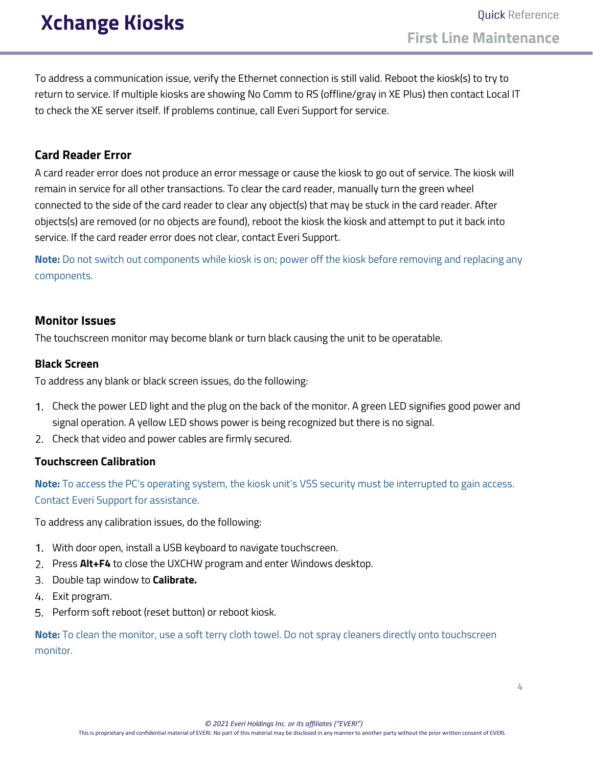To address a communication issue, verify the Ethernet connection is still valid. Reboot the kiosk(s) to try to return to service. If multiple kiosks are showing No Comm to RS (offline/gray in XE Plus) then contact Local IT to check the XE server itself. If problems continue, call Everi Support for service.

### Card Reader Error

A card reader error does not produce an error message or cause the kiosk to go out of service. The kiosk will remain in service for all other transactions. To clear the card reader, manually turn the green wheel connected to the side of the card reader to clear any object(s) that may be stuck in the card reader. After objects(s) are removed (or no objects are found), reboot the kiosk the kiosk and attempt to put it back into service. If the card reader error does not clear, contact Everi Support.

**Note:** Do not switch out components while kiosk is on; power off the kiosk before removing and replacing any components.

### Monitor Issues

The touchscreen monitor may become blank or turn black causing the unit to be operatable.

#### Black Screen

To address any blank or black screen issues, do the following:

1. Check the power LED light and the plug on the back of the monitor. A green LED signifies good power and signal operation. A yellow LED shows power is being recognized but there is no signal.
2. Check that video and power cables are firmly secured.

#### Touchscreen Calibration

**Note:** To access the PC's operating system, the kiosk unit's VSS security must be interrupted to gain access. Contact Everi Support for assistance.

To address any calibration issues, do the following:

1. With door open, install a USB keyboard to navigate touchscreen.
2. Press **Alt+F4** to close the UXCHW program and enter Windows desktop.
3. Double tap window to **Calibrate.**
4. Exit program.
5. Perform soft reboot (reset button) or reboot kiosk.

**Note:** To clean the monitor, use a soft terry cloth towel. Do not spray cleaners directly onto touchscreen monitor.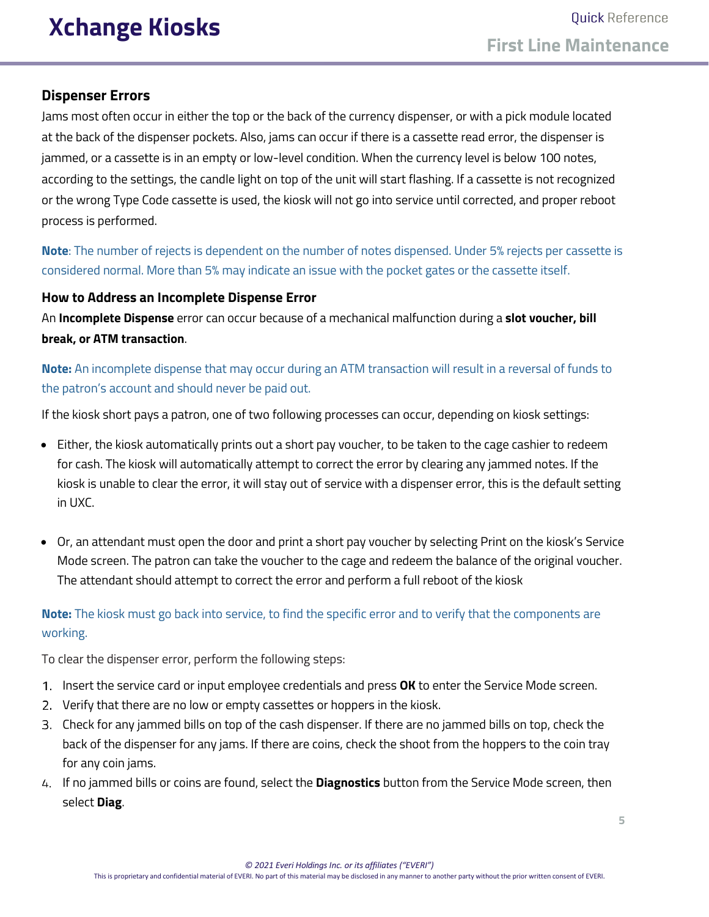## Dispenser Errors

Jams most often occur in either the top or the back of the currency dispenser, or with a pick module located at the back of the dispenser pockets. Also, jams can occur if there is a cassette read error, the dispenser is jammed, or a cassette is in an empty or low-level condition. When the currency level is below 100 notes, according to the settings, the candle light on top of the unit will start flashing. If a cassette is not recognized or the wrong Type Code cassette is used, the kiosk will not go into service until corrected, and proper reboot process is performed.

**Note**: The number of rejects is dependent on the number of notes dispensed. Under 5% rejects per cassette is considered normal. More than 5% may indicate an issue with the pocket gates or the cassette itself.

### How to Address an Incomplete Dispense Error

An **Incomplete Dispense** error can occur because of a mechanical malfunction during a **slot voucher, bill break, or ATM transaction**.

**Note:** An incomplete dispense that may occur during an ATM transaction will result in a reversal of funds to the patron's account and should never be paid out.

If the kiosk short pays a patron, one of two following processes can occur, depending on kiosk settings:

- Either, the kiosk automatically prints out a short pay voucher, to be taken to the cage cashier to redeem for cash. The kiosk will automatically attempt to correct the error by clearing any jammed notes. If the kiosk is unable to clear the error, it will stay out of service with a dispenser error, this is the default setting in UXC.

- Or, an attendant must open the door and print a short pay voucher by selecting Print on the kiosk's Service Mode screen. The patron can take the voucher to the cage and redeem the balance of the original voucher. The attendant should attempt to correct the error and perform a full reboot of the kiosk

**Note:** The kiosk must go back into service, to find the specific error and to verify that the components are working.

To clear the dispenser error, perform the following steps:

1. Insert the service card or input employee credentials and press **OK** to enter the Service Mode screen.
2. Verify that there are no low or empty cassettes or hoppers in the kiosk.
3. Check for any jammed bills on top of the cash dispenser. If there are no jammed bills on top, check the back of the dispenser for any jams. If there are coins, check the shoot from the hoppers to the coin tray for any coin jams.
4. If no jammed bills or coins are found, select the **Diagnostics** button from the Service Mode screen, then select **Diag**.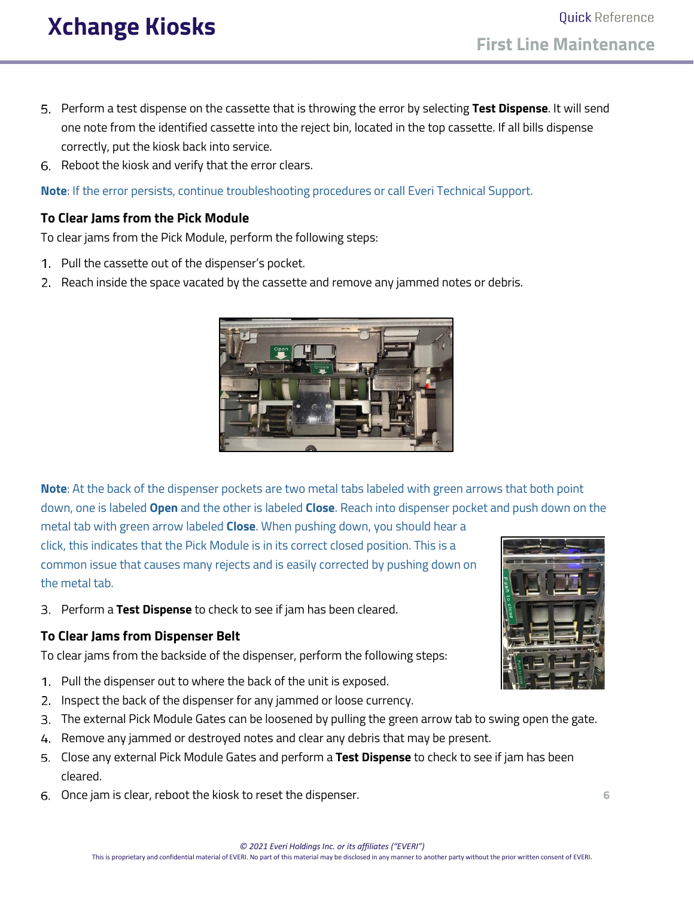5. Perform a test dispense on the cassette that is throwing the error by selecting **Test Dispense**. It will send one note from the identified cassette into the reject bin, located in the top cassette. If all bills dispense correctly, put the kiosk back into service.
6. Reboot the kiosk and verify that the error clears.

**Note**: If the error persists, continue troubleshooting procedures or call Everi Technical Support.

### To Clear Jams from the Pick Module

To clear jams from the Pick Module, perform the following steps:

1. Pull the cassette out of the dispenser's pocket.
2. Reach inside the space vacated by the cassette and remove any jammed notes or debris.

**Note**: At the back of the dispenser pockets are two metal tabs labeled with green arrows that both point down, one is labeled **Open** and the other is labeled **Close**. Reach into dispenser pocket and push down on the metal tab with green arrow labeled **Close**. When pushing down, you should hear a click, this indicates that the Pick Module is in its correct closed position. This is a common issue that causes many rejects and is easily corrected by pushing down on the metal tab.

3. Perform a **Test Dispense** to check to see if jam has been cleared.

### To Clear Jams from Dispenser Belt

To clear jams from the backside of the dispenser, perform the following steps:

1. Pull the dispenser out to where the back of the unit is exposed.
2. Inspect the back of the dispenser for any jammed or loose currency.
3. The external Pick Module Gates can be loosened by pulling the green arrow tab to swing open the gate.
4. Remove any jammed or destroyed notes and clear any debris that may be present.
5. Close any external Pick Module Gates and perform a **Test Dispense** to check to see if jam has been cleared.
6. Once jam is clear, reboot the kiosk to reset the dispenser.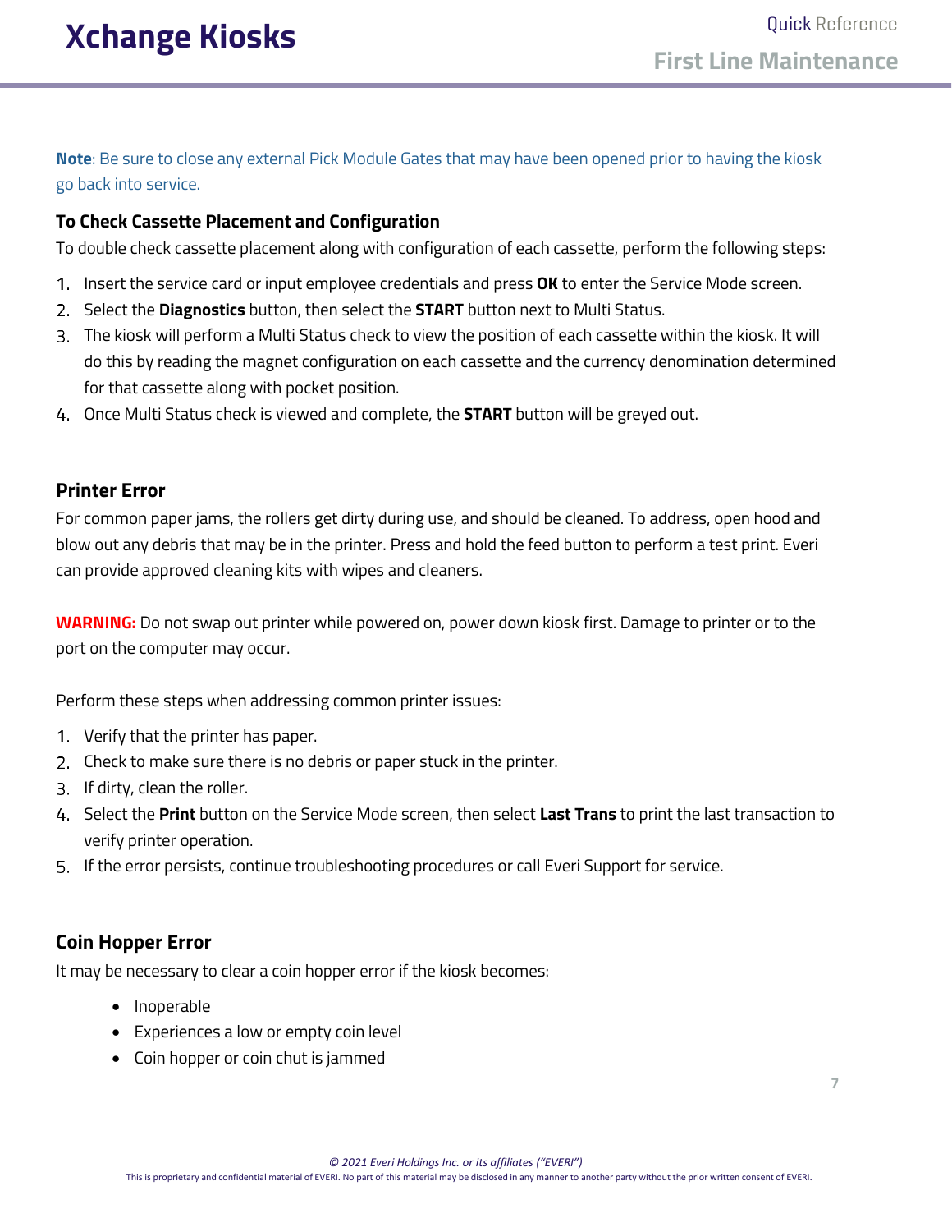**Note**: Be sure to close any external Pick Module Gates that may have been opened prior to having the kiosk go back into service.

### To Check Cassette Placement and Configuration

To double check cassette placement along with configuration of each cassette, perform the following steps:

1. Insert the service card or input employee credentials and press **OK** to enter the Service Mode screen.
2. Select the **Diagnostics** button, then select the **START** button next to Multi Status.
3. The kiosk will perform a Multi Status check to view the position of each cassette within the kiosk. It will do this by reading the magnet configuration on each cassette and the currency denomination determined for that cassette along with pocket position.
4. Once Multi Status check is viewed and complete, the **START** button will be greyed out.

### Printer Error

For common paper jams, the rollers get dirty during use, and should be cleaned. To address, open hood and blow out any debris that may be in the printer. Press and hold the feed button to perform a test print. Everi can provide approved cleaning kits with wipes and cleaners.

**WARNING:** Do not swap out printer while powered on, power down kiosk first. Damage to printer or to the port on the computer may occur.

Perform these steps when addressing common printer issues:

1. Verify that the printer has paper.
2. Check to make sure there is no debris or paper stuck in the printer.
3. If dirty, clean the roller.
4. Select the **Print** button on the Service Mode screen, then select **Last Trans** to print the last transaction to verify printer operation.
5. If the error persists, continue troubleshooting procedures or call Everi Support for service.

### Coin Hopper Error

It may be necessary to clear a coin hopper error if the kiosk becomes:

- Inoperable
- Experiences a low or empty coin level
- Coin hopper or coin chut is jammed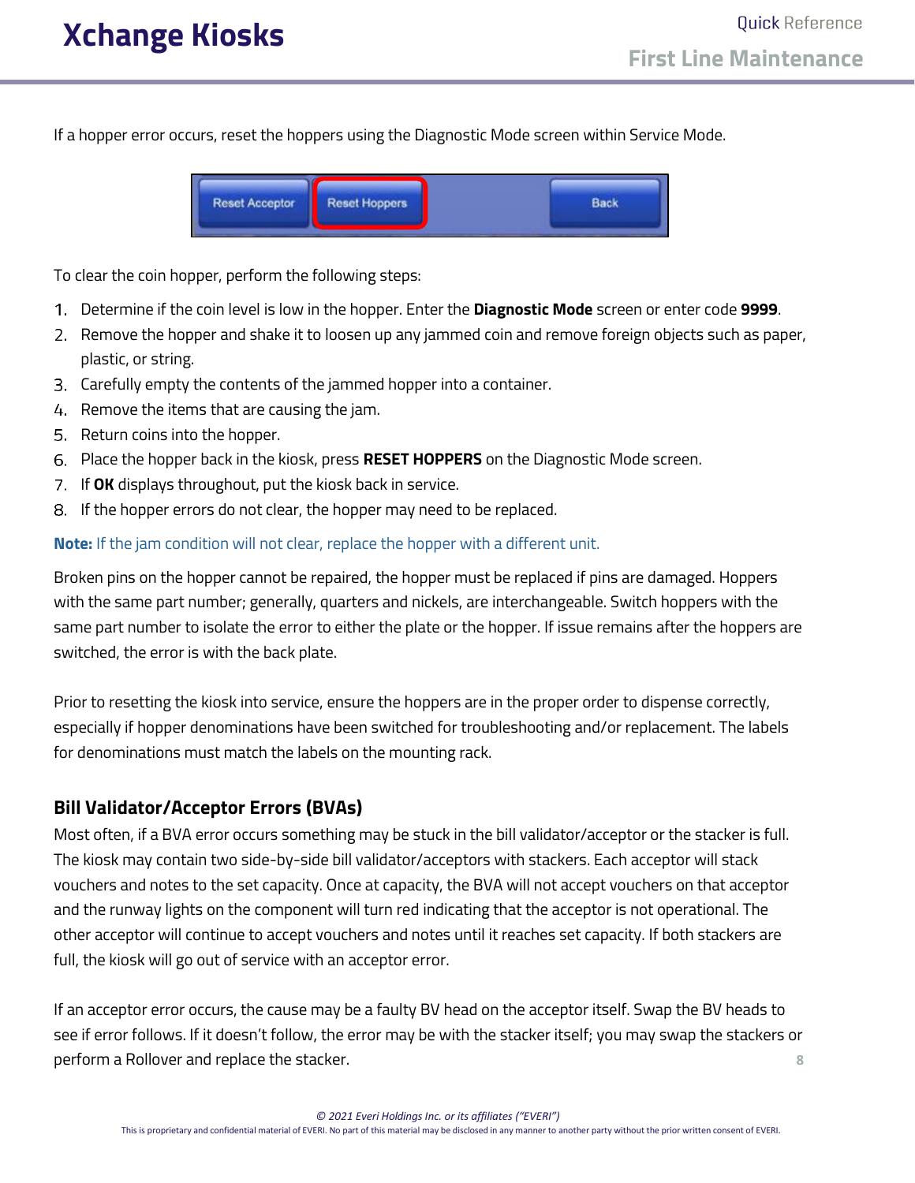If a hopper error occurs, reset the hoppers using the Diagnostic Mode screen within Service Mode.

To clear the coin hopper, perform the following steps:

1. Determine if the coin level is low in the hopper. Enter the **Diagnostic Mode** screen or enter code **9999**.
2. Remove the hopper and shake it to loosen up any jammed coin and remove foreign objects such as paper, plastic, or string.
3. Carefully empty the contents of the jammed hopper into a container.
4. Remove the items that are causing the jam.
5. Return coins into the hopper.
6. Place the hopper back in the kiosk, press **RESET HOPPERS** on the Diagnostic Mode screen.
7. If **OK** displays throughout, put the kiosk back in service.
8. If the hopper errors do not clear, the hopper may need to be replaced.

**Note:** If the jam condition will not clear, replace the hopper with a different unit.

Broken pins on the hopper cannot be repaired, the hopper must be replaced if pins are damaged. Hoppers with the same part number; generally, quarters and nickels, are interchangeable. Switch hoppers with the same part number to isolate the error to either the plate or the hopper. If issue remains after the hoppers are switched, the error is with the back plate.

Prior to resetting the kiosk into service, ensure the hoppers are in the proper order to dispense correctly, especially if hopper denominations have been switched for troubleshooting and/or replacement. The labels for denominations must match the labels on the mounting rack.

### Bill Validator/Acceptor Errors (BVAs)

Most often, if a BVA error occurs something may be stuck in the bill validator/acceptor or the stacker is full. The kiosk may contain two side-by-side bill validator/acceptors with stackers. Each acceptor will stack vouchers and notes to the set capacity. Once at capacity, the BVA will not accept vouchers on that acceptor and the runway lights on the component will turn red indicating that the acceptor is not operational. The other acceptor will continue to accept vouchers and notes until it reaches set capacity. If both stackers are full, the kiosk will go out of service with an acceptor error.

If an acceptor error occurs, the cause may be a faulty BV head on the acceptor itself. Swap the BV heads to see if error follows. If it doesn't follow, the error may be with the stacker itself; you may swap the stackers or perform a Rollover and replace the stacker.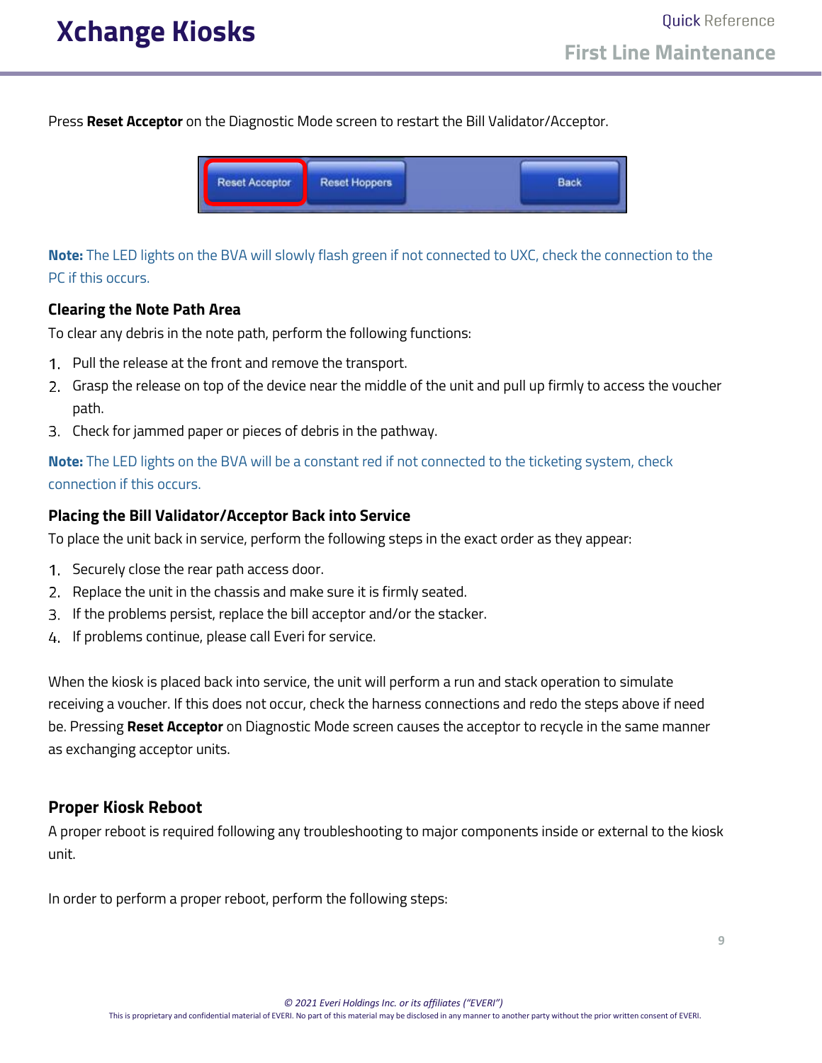Press **Reset Acceptor** on the Diagnostic Mode screen to restart the Bill Validator/Acceptor.

**Note:** The LED lights on the BVA will slowly flash green if not connected to UXC, check the connection to the PC if this occurs.

### Clearing the Note Path Area

To clear any debris in the note path, perform the following functions:

1. Pull the release at the front and remove the transport.
2. Grasp the release on top of the device near the middle of the unit and pull up firmly to access the voucher path.
3. Check for jammed paper or pieces of debris in the pathway.

**Note:** The LED lights on the BVA will be a constant red if not connected to the ticketing system, check connection if this occurs.

### Placing the Bill Validator/Acceptor Back into Service

To place the unit back in service, perform the following steps in the exact order as they appear:

1. Securely close the rear path access door.
2. Replace the unit in the chassis and make sure it is firmly seated.
3. If the problems persist, replace the bill acceptor and/or the stacker.
4. If problems continue, please call Everi for service.

When the kiosk is placed back into service, the unit will perform a run and stack operation to simulate receiving a voucher. If this does not occur, check the harness connections and redo the steps above if need be. Pressing **Reset Acceptor** on Diagnostic Mode screen causes the acceptor to recycle in the same manner as exchanging acceptor units.

## Proper Kiosk Reboot

A proper reboot is required following any troubleshooting to major components inside or external to the kiosk unit.

In order to perform a proper reboot, perform the following steps: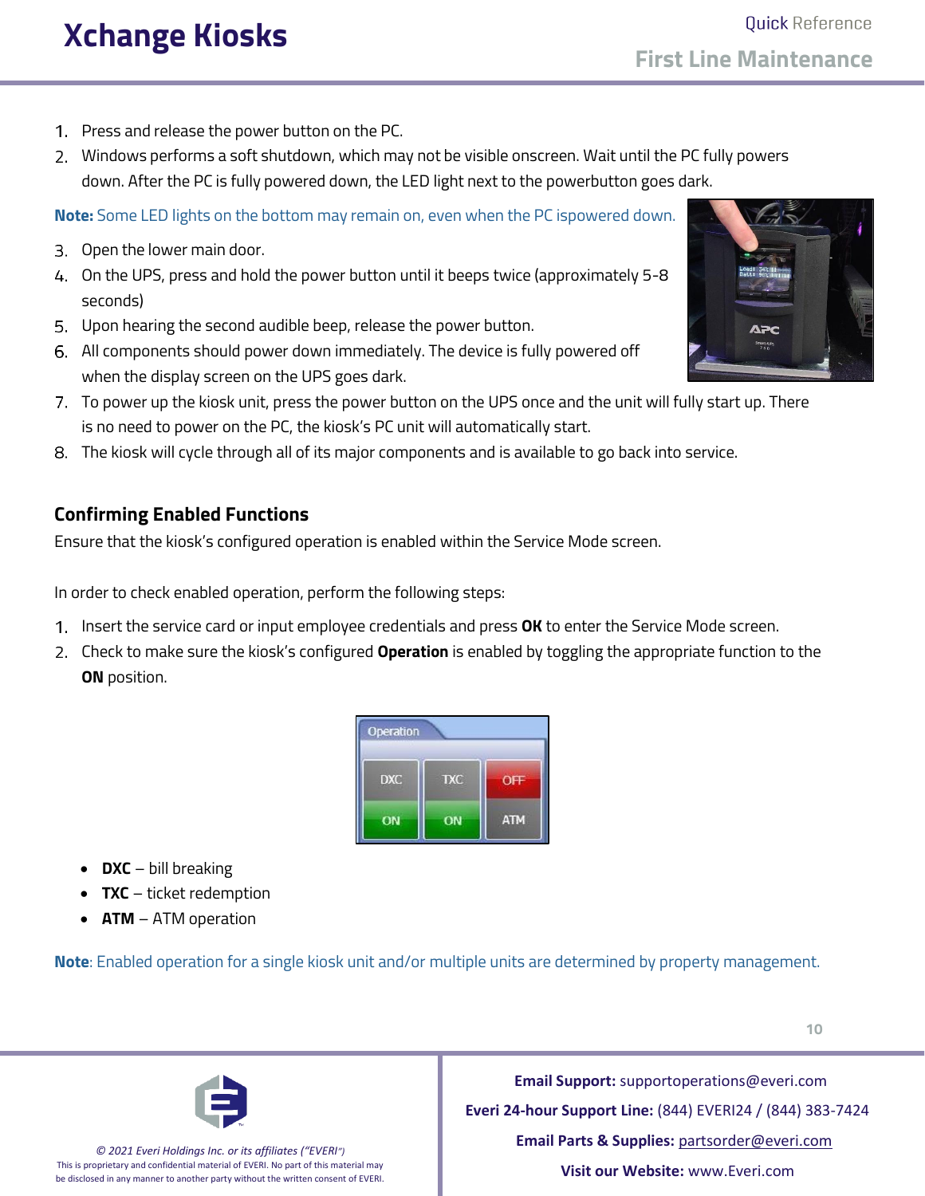1. Press and release the power button on the PC.
2. Windows performs a soft shutdown, which may not be visible onscreen. Wait until the PC fully powers down. After the PC is fully powered down, the LED light next to the powerbutton goes dark.

**Note:** Some LED lights on the bottom may remain on, even when the PC ispowered down.

3. Open the lower main door.
4. On the UPS, press and hold the power button until it beeps twice (approximately 5-8 seconds)
5. Upon hearing the second audible beep, release the power button.
6. All components should power down immediately. The device is fully powered off when the display screen on the UPS goes dark.
7. To power up the kiosk unit, press the power button on the UPS once and the unit will fully start up. There is no need to power on the PC, the kiosk's PC unit will automatically start.
8. The kiosk will cycle through all of its major components and is available to go back into service.

## Confirming Enabled Functions

Ensure that the kiosk's configured operation is enabled within the Service Mode screen.

In order to check enabled operation, perform the following steps:

1. Insert the service card or input employee credentials and press **OK** to enter the Service Mode screen.
2. Check to make sure the kiosk's configured **Operation** is enabled by toggling the appropriate function to the **ON** position.

- **DXC** – bill breaking
- **TXC** – ticket redemption
- **ATM** – ATM operation

**Note**: Enabled operation for a single kiosk unit and/or multiple units are determined by property management.

© 2021 Everi Holdings Inc. or its affiliates ("EVERI")
This is proprietary and confidential material of EVERI. No part of this material may be disclosed in any manner to another party without the written consent of EVERI.

**Email Support:** supportoperations@everi.com
**Everi 24-hour Support Line:** (844) EVERI24 / (844) 383-7424
**Email Parts & Supplies:** partsorder@everi.com
**Visit our Website:** www.Everi.com